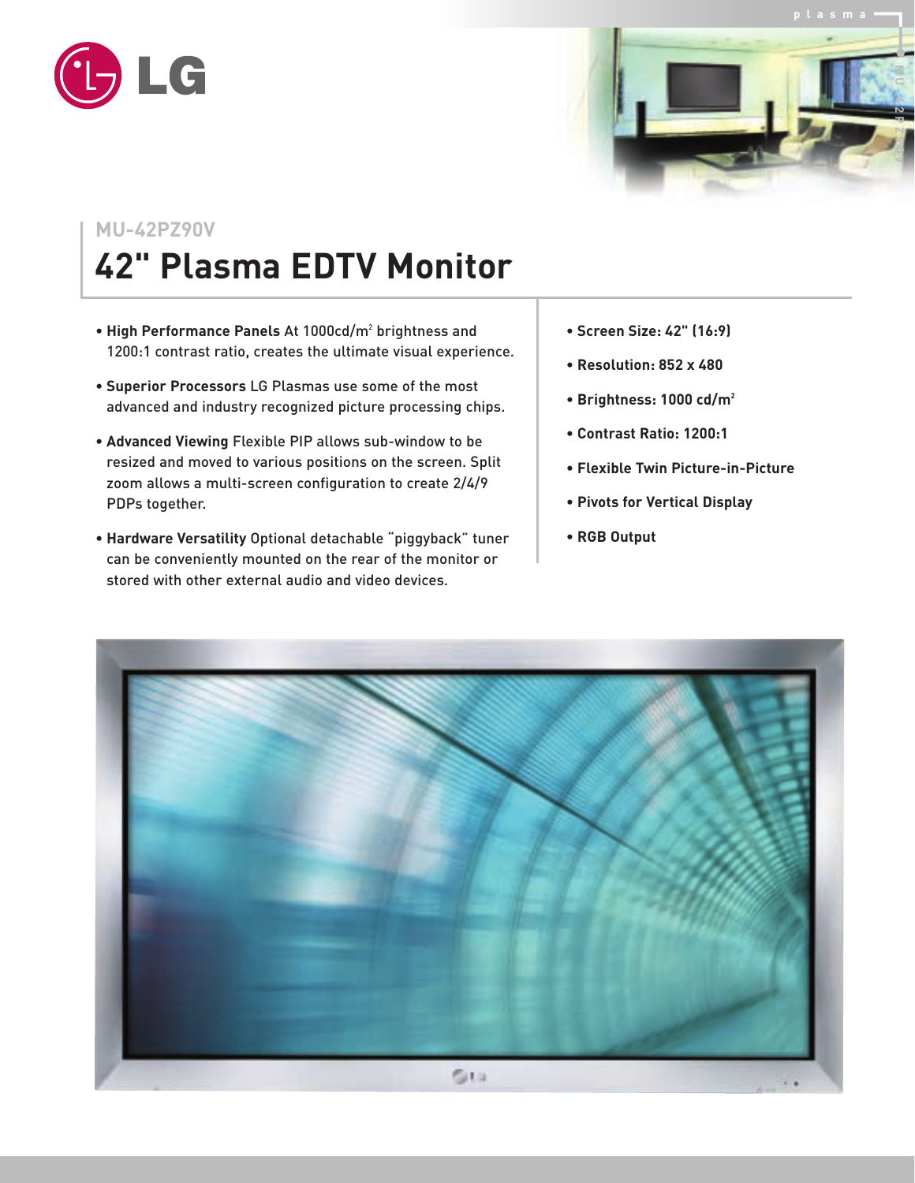LG

## MU-42PZ90V

# 42" Plasma EDTV Monitor

- **High Performance Panels** At 1000cd/m$^2$ brightness and 1200:1 contrast ratio, creates the ultimate visual experience.
- **Superior Processors** LG Plasmas use some of the most advanced and industry recognized picture processing chips.
- **Advanced Viewing** Flexible PIP allows sub-window to be resized and moved to various positions on the screen. Split zoom allows a multi-screen configuration to create 2/4/9 PDPs together.
- **Hardware Versatility** Optional detachable "piggyback" tuner can be conveniently mounted on the rear of the monitor or stored with other external audio and video devices.

- **Screen Size: 42" (16:9)**
- **Resolution: 852 x 480**
- **Brightness: 1000 cd/m$^2$**
- **Contrast Ratio: 1200:1**
- **Flexible Twin Picture-in-Picture**
- **Pivots for Vertical Display**
- **RGB Output**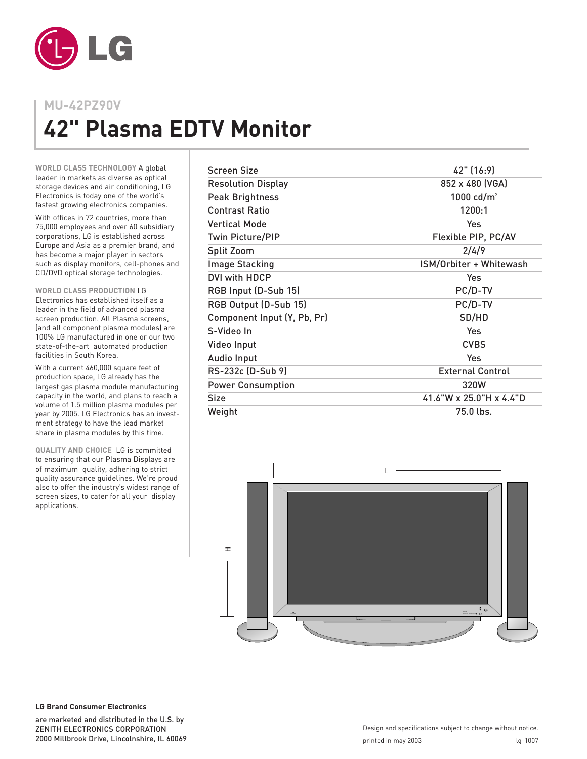## MU-42PZ90V

# 42" Plasma EDTV Monitor

**WORLD CLASS TECHNOLOGY** A global leader in markets as diverse as optical storage devices and air conditioning, LG Electronics is today one of the world's fastest growing electronics companies.

With offices in 72 countries, more than 75,000 employees and over 60 subsidiary corporations, LG is established across Europe and Asia as a premier brand, and has become a major player in sectors such as display monitors, cell-phones and CD/DVD optical storage technologies.

**WORLD CLASS PRODUCTION** LG Electronics has established itself as a leader in the field of advanced plasma screen production. All Plasma screens, (and all component plasma modules) are 100% LG manufactured in one or our two state-of-the-art automated production facilities in South Korea.

With a current 460,000 square feet of production space, LG already has the largest gas plasma module manufacturing capacity in the world, and plans to reach a volume of 1.5 million plasma modules per year by 2005. LG Electronics has an investment strategy to have the lead market share in plasma modules by this time.

**QUALITY AND CHOICE** LG is committed to ensuring that our Plasma Displays are of maximum quality, adhering to strict quality assurance guidelines. We're proud also to offer the industry's widest range of screen sizes, to cater for all your display applications.

| | |
|---|---|
| Screen Size | 42" (16:9) |
| Resolution Display | 852 x 480 (VGA) |
| Peak Brightness | 1000 cd/m$^2$ |
| Contrast Ratio | 1200:1 |
| Vertical Mode | Yes |
| Twin Picture/PIP | Flexible PIP, PC/AV |
| Split Zoom | 2/4/9 |
| Image Stacking | ISM/Orbiter + Whitewash |
| DVI with HDCP | Yes |
| RGB Input (D-Sub 15) | PC/D-TV |
| RGB Output (D-Sub 15) | PC/D-TV |
| Component Input (Y, Pb, Pr) | SD/HD |
| S-Video In | Yes |
| Video Input | CVBS |
| Audio Input | Yes |
| RS-232c (D-Sub 9) | External Control |
| Power Consumption | 320W |
| Size | 41.6"W x 25.0"H x 4.4"D |
| Weight | 75.0 lbs. |

L

H

**LG Brand Consumer Electronics**

are marketed and distributed in the U.S. by
ZENITH ELECTRONICS CORPORATION
2000 Millbrook Drive, Lincolnshire, IL 60069

Design and specifications subject to change without notice.

printed in may 2003 lg-1007